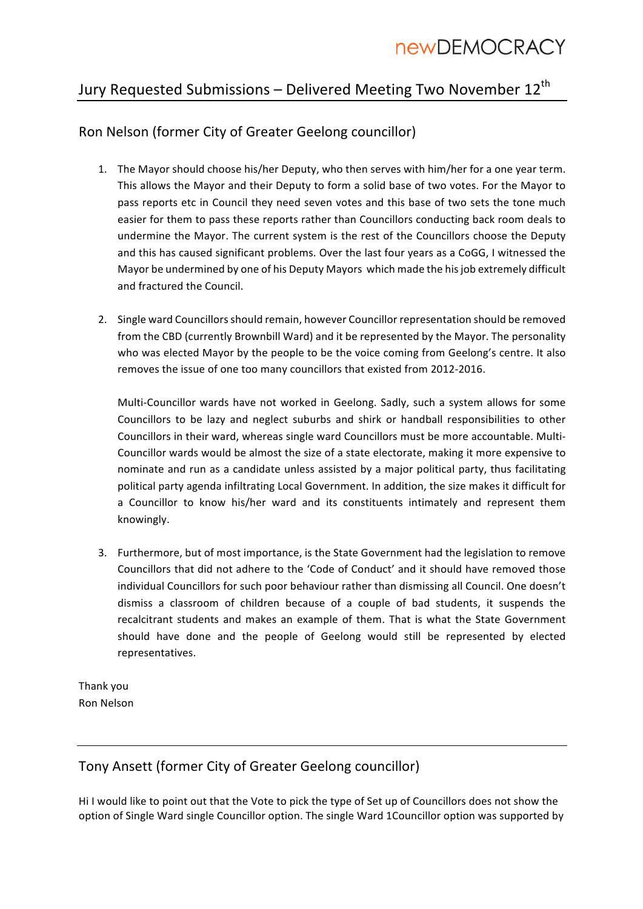# Jury Requested Submissions – Delivered Meeting Two November 12th

## Ron Nelson (former City of Greater Geelong councillor)

1. The Mayor should choose his/her Deputy, who then serves with him/her for a one year term. This allows the Mayor and their Deputy to form a solid base of two votes. For the Mayor to pass reports etc in Council they need seven votes and this base of two sets the tone much easier for them to pass these reports rather than Councillors conducting back room deals to undermine the Mayor. The current system is the rest of the Councillors choose the Deputy and this has caused significant problems. Over the last four years as a CoGG, I witnessed the Mayor be undermined by one of his Deputy Mayors which made the his job extremely difficult and fractured the Council.

2. Single ward Councillors should remain, however Councillor representation should be removed from the CBD (currently Brownbill Ward) and it be represented by the Mayor. The personality who was elected Mayor by the people to be the voice coming from Geelong's centre. It also removes the issue of one too many councillors that existed from 2012-2016.

   Multi-Councillor wards have not worked in Geelong. Sadly, such a system allows for some Councillors to be lazy and neglect suburbs and shirk or handball responsibilities to other Councillors in their ward, whereas single ward Councillors must be more accountable. Multi-Councillor wards would be almost the size of a state electorate, making it more expensive to nominate and run as a candidate unless assisted by a major political party, thus facilitating political party agenda infiltrating Local Government. In addition, the size makes it difficult for a Councillor to know his/her ward and its constituents intimately and represent them knowingly.

3. Furthermore, but of most importance, is the State Government had the legislation to remove Councillors that did not adhere to the 'Code of Conduct' and it should have removed those individual Councillors for such poor behaviour rather than dismissing all Council. One doesn't dismiss a classroom of children because of a couple of bad students, it suspends the recalcitrant students and makes an example of them. That is what the State Government should have done and the people of Geelong would still be represented by elected representatives.

Thank you
Ron Nelson

---

## Tony Ansett (former City of Greater Geelong councillor)

Hi I would like to point out that the Vote to pick the type of Set up of Councillors does not show the option of Single Ward single Councillor option. The single Ward 1Councillor option was supported by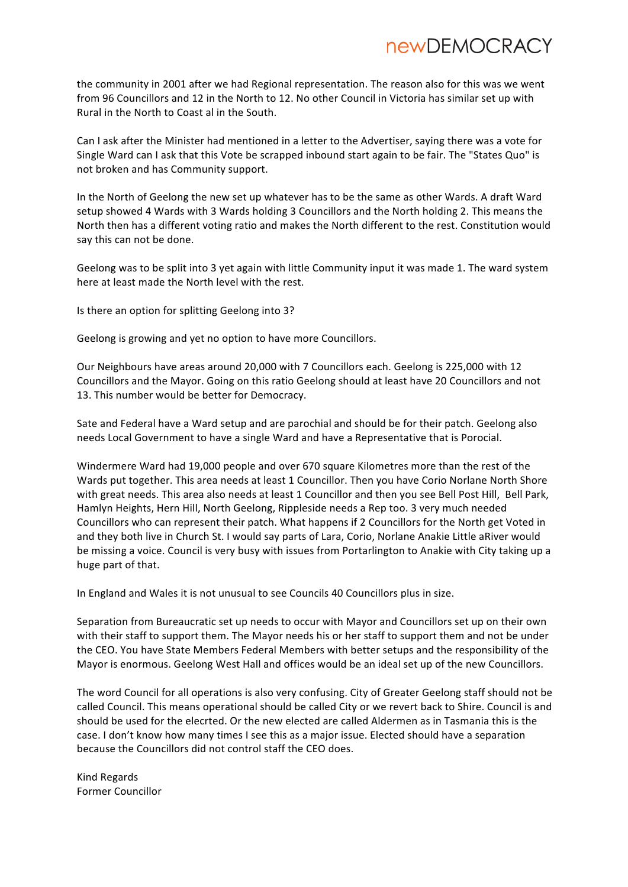the community in 2001 after we had Regional representation. The reason also for this was we went from 96 Councillors and 12 in the North to 12. No other Council in Victoria has similar set up with Rural in the North to Coast al in the South.

Can I ask after the Minister had mentioned in a letter to the Advertiser, saying there was a vote for Single Ward can I ask that this Vote be scrapped inbound start again to be fair. The "States Quo" is not broken and has Community support.

In the North of Geelong the new set up whatever has to be the same as other Wards. A draft Ward setup showed 4 Wards with 3 Wards holding 3 Councillors and the North holding 2. This means the North then has a different voting ratio and makes the North different to the rest. Constitution would say this can not be done.

Geelong was to be split into 3 yet again with little Community input it was made 1. The ward system here at least made the North level with the rest.

Is there an option for splitting Geelong into 3?

Geelong is growing and yet no option to have more Councillors.

Our Neighbours have areas around 20,000 with 7 Councillors each. Geelong is 225,000 with 12 Councillors and the Mayor. Going on this ratio Geelong should at least have 20 Councillors and not 13. This number would be better for Democracy.

Sate and Federal have a Ward setup and are parochial and should be for their patch. Geelong also needs Local Government to have a single Ward and have a Representative that is Porocial.

Windermere Ward had 19,000 people and over 670 square Kilometres more than the rest of the Wards put together. This area needs at least 1 Councillor. Then you have Corio Norlane North Shore with great needs. This area also needs at least 1 Councillor and then you see Bell Post Hill, Bell Park, Hamlyn Heights, Hern Hill, North Geelong, Rippleside needs a Rep too. 3 very much needed Councillors who can represent their patch. What happens if 2 Councillors for the North get Voted in and they both live in Church St. I would say parts of Lara, Corio, Norlane Anakie Little aRiver would be missing a voice. Council is very busy with issues from Portarlington to Anakie with City taking up a huge part of that.

In England and Wales it is not unusual to see Councils 40 Councillors plus in size.

Separation from Bureaucratic set up needs to occur with Mayor and Councillors set up on their own with their staff to support them. The Mayor needs his or her staff to support them and not be under the CEO. You have State Members Federal Members with better setups and the responsibility of the Mayor is enormous. Geelong West Hall and offices would be an ideal set up of the new Councillors.

The word Council for all operations is also very confusing. City of Greater Geelong staff should not be called Council. This means operational should be called City or we revert back to Shire. Council is and should be used for the elecrted. Or the new elected are called Aldermen as in Tasmania this is the case. I don't know how many times I see this as a major issue. Elected should have a separation because the Councillors did not control staff the CEO does.

Kind Regards
Former Councillor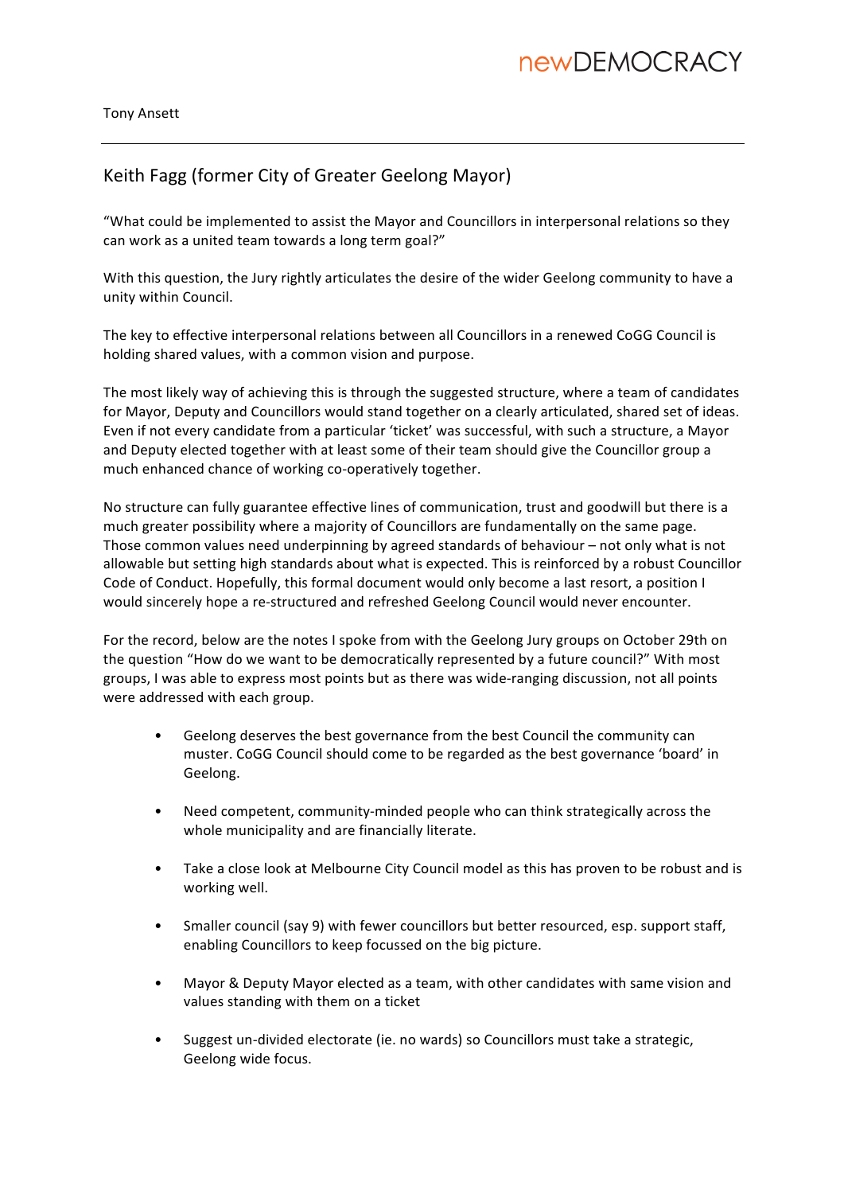Tony Ansett

## Keith Fagg (former City of Greater Geelong Mayor)

"What could be implemented to assist the Mayor and Councillors in interpersonal relations so they can work as a united team towards a long term goal?"

With this question, the Jury rightly articulates the desire of the wider Geelong community to have a unity within Council.

The key to effective interpersonal relations between all Councillors in a renewed CoGG Council is holding shared values, with a common vision and purpose.

The most likely way of achieving this is through the suggested structure, where a team of candidates for Mayor, Deputy and Councillors would stand together on a clearly articulated, shared set of ideas. Even if not every candidate from a particular 'ticket' was successful, with such a structure, a Mayor and Deputy elected together with at least some of their team should give the Councillor group a much enhanced chance of working co-operatively together.

No structure can fully guarantee effective lines of communication, trust and goodwill but there is a much greater possibility where a majority of Councillors are fundamentally on the same page. Those common values need underpinning by agreed standards of behaviour – not only what is not allowable but setting high standards about what is expected. This is reinforced by a robust Councillor Code of Conduct. Hopefully, this formal document would only become a last resort, a position I would sincerely hope a re-structured and refreshed Geelong Council would never encounter.

For the record, below are the notes I spoke from with the Geelong Jury groups on October 29th on the question "How do we want to be democratically represented by a future council?" With most groups, I was able to express most points but as there was wide-ranging discussion, not all points were addressed with each group.

- Geelong deserves the best governance from the best Council the community can muster. CoGG Council should come to be regarded as the best governance 'board' in Geelong.
- Need competent, community-minded people who can think strategically across the whole municipality and are financially literate.
- Take a close look at Melbourne City Council model as this has proven to be robust and is working well.
- Smaller council (say 9) with fewer councillors but better resourced, esp. support staff, enabling Councillors to keep focussed on the big picture.
- Mayor & Deputy Mayor elected as a team, with other candidates with same vision and values standing with them on a ticket
- Suggest un-divided electorate (ie. no wards) so Councillors must take a strategic, Geelong wide focus.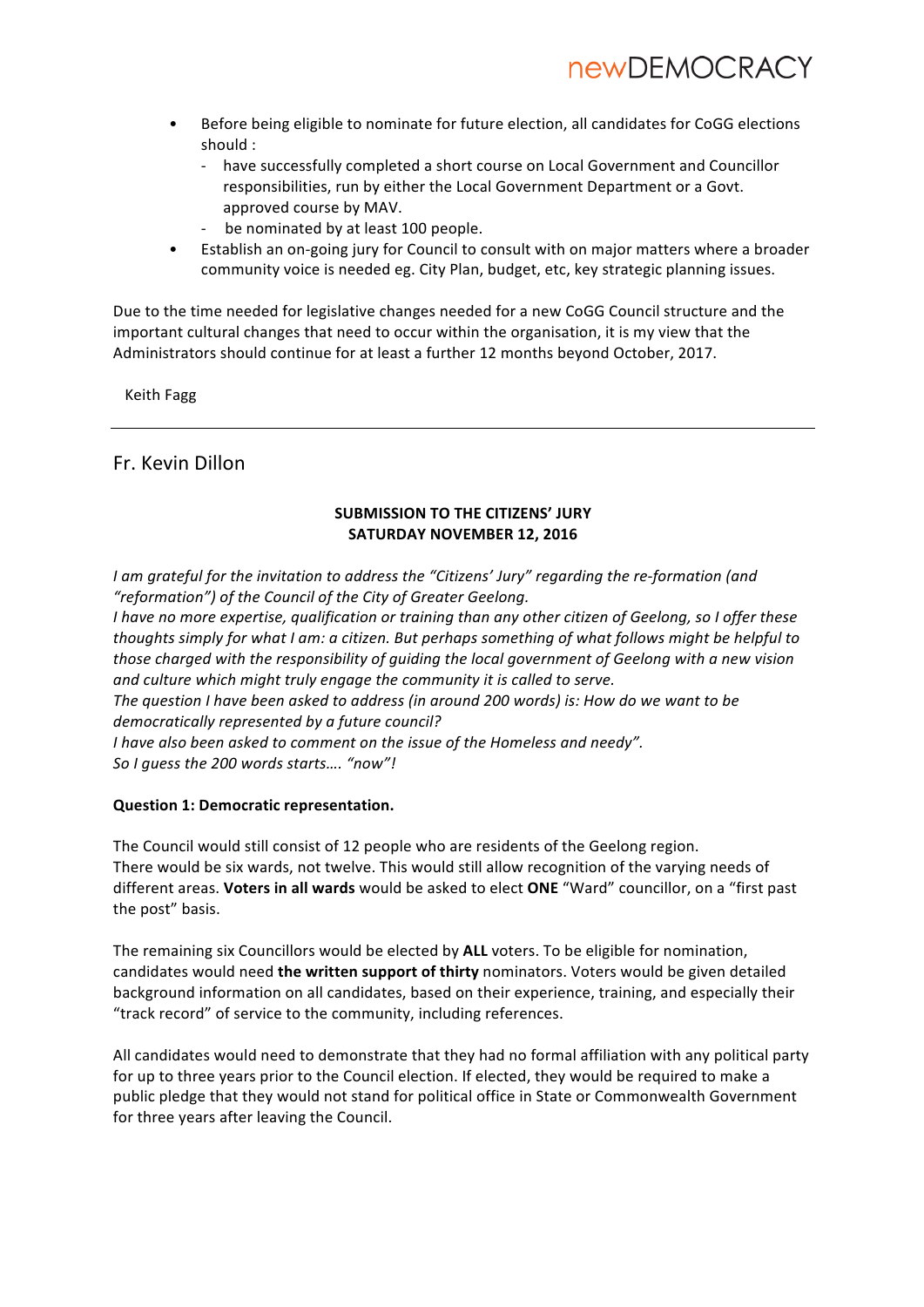- Before being eligible to nominate for future election, all candidates for CoGG elections should :
  - have successfully completed a short course on Local Government and Councillor responsibilities, run by either the Local Government Department or a Govt. approved course by MAV.
  - be nominated by at least 100 people.
- Establish an on-going jury for Council to consult with on major matters where a broader community voice is needed eg. City Plan, budget, etc, key strategic planning issues.

Due to the time needed for legislative changes needed for a new CoGG Council structure and the important cultural changes that need to occur within the organisation, it is my view that the Administrators should continue for at least a further 12 months beyond October, 2017.

Keith Fagg

---

## Fr. Kevin Dillon

**SUBMISSION TO THE CITIZENS' JURY**
**SATURDAY NOVEMBER 12, 2016**

*I am grateful for the invitation to address the "Citizens' Jury" regarding the re-formation (and "reformation") of the Council of the City of Greater Geelong.*
*I have no more expertise, qualification or training than any other citizen of Geelong, so I offer these thoughts simply for what I am: a citizen. But perhaps something of what follows might be helpful to those charged with the responsibility of guiding the local government of Geelong with a new vision and culture which might truly engage the community it is called to serve.*
*The question I have been asked to address (in around 200 words) is: How do we want to be democratically represented by a future council?*
*I have also been asked to comment on the issue of the Homeless and needy".*
*So I guess the 200 words starts…. "now"!*

**Question 1: Democratic representation.**

The Council would still consist of 12 people who are residents of the Geelong region.
There would be six wards, not twelve. This would still allow recognition of the varying needs of different areas. **Voters in all wards** would be asked to elect **ONE** "Ward" councillor, on a "first past the post" basis.

The remaining six Councillors would be elected by **ALL** voters. To be eligible for nomination, candidates would need **the written support of thirty** nominators. Voters would be given detailed background information on all candidates, based on their experience, training, and especially their "track record" of service to the community, including references.

All candidates would need to demonstrate that they had no formal affiliation with any political party for up to three years prior to the Council election. If elected, they would be required to make a public pledge that they would not stand for political office in State or Commonwealth Government for three years after leaving the Council.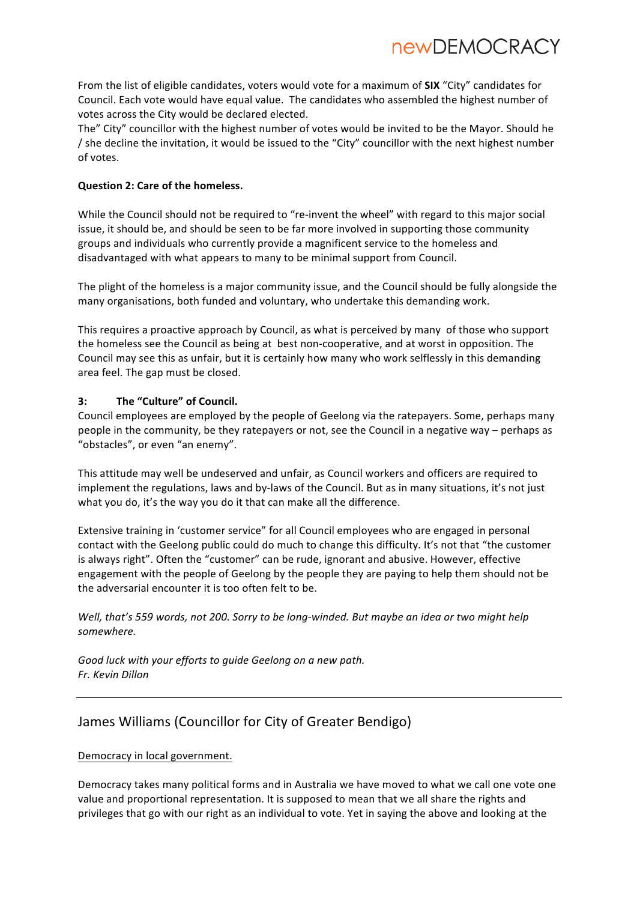From the list of eligible candidates, voters would vote for a maximum of **SIX** "City" candidates for Council. Each vote would have equal value. The candidates who assembled the highest number of votes across the City would be declared elected.
The" City" councillor with the highest number of votes would be invited to be the Mayor. Should he / she decline the invitation, it would be issued to the "City" councillor with the next highest number of votes.

**Question 2: Care of the homeless.**

While the Council should not be required to "re-invent the wheel" with regard to this major social issue, it should be, and should be seen to be far more involved in supporting those community groups and individuals who currently provide a magnificent service to the homeless and disadvantaged with what appears to many to be minimal support from Council.

The plight of the homeless is a major community issue, and the Council should be fully alongside the many organisations, both funded and voluntary, who undertake this demanding work.

This requires a proactive approach by Council, as what is perceived by many of those who support the homeless see the Council as being at best non-cooperative, and at worst in opposition. The Council may see this as unfair, but it is certainly how many who work selflessly in this demanding area feel. The gap must be closed.

**3: The "Culture" of Council.**
Council employees are employed by the people of Geelong via the ratepayers. Some, perhaps many people in the community, be they ratepayers or not, see the Council in a negative way – perhaps as "obstacles", or even "an enemy".

This attitude may well be undeserved and unfair, as Council workers and officers are required to implement the regulations, laws and by-laws of the Council. But as in many situations, it's not just what you do, it's the way you do it that can make all the difference.

Extensive training in 'customer service" for all Council employees who are engaged in personal contact with the Geelong public could do much to change this difficulty. It's not that "the customer is always right". Often the "customer" can be rude, ignorant and abusive. However, effective engagement with the people of Geelong by the people they are paying to help them should not be the adversarial encounter it is too often felt to be.

*Well, that's 559 words, not 200. Sorry to be long-winded. But maybe an idea or two might help somewhere.*

*Good luck with your efforts to guide Geelong on a new path.*
*Fr. Kevin Dillon*

---

## James Williams (Councillor for City of Greater Bendigo)

Democracy in local government.

Democracy takes many political forms and in Australia we have moved to what we call one vote one value and proportional representation. It is supposed to mean that we all share the rights and privileges that go with our right as an individual to vote. Yet in saying the above and looking at the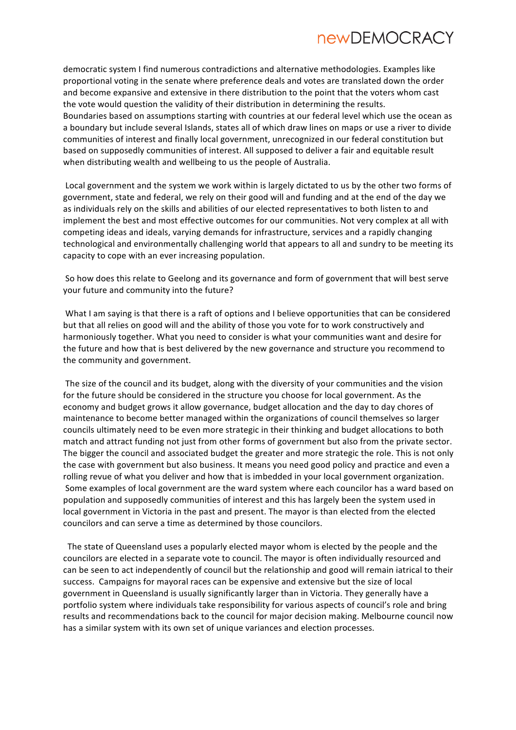democratic system I find numerous contradictions and alternative methodologies. Examples like proportional voting in the senate where preference deals and votes are translated down the order and become expansive and extensive in there distribution to the point that the voters whom cast the vote would question the validity of their distribution in determining the results. Boundaries based on assumptions starting with countries at our federal level which use the ocean as a boundary but include several Islands, states all of which draw lines on maps or use a river to divide communities of interest and finally local government, unrecognized in our federal constitution but based on supposedly communities of interest. All supposed to deliver a fair and equitable result when distributing wealth and wellbeing to us the people of Australia.

Local government and the system we work within is largely dictated to us by the other two forms of government, state and federal, we rely on their good will and funding and at the end of the day we as individuals rely on the skills and abilities of our elected representatives to both listen to and implement the best and most effective outcomes for our communities. Not very complex at all with competing ideas and ideals, varying demands for infrastructure, services and a rapidly changing technological and environmentally challenging world that appears to all and sundry to be meeting its capacity to cope with an ever increasing population.

So how does this relate to Geelong and its governance and form of government that will best serve your future and community into the future?

What I am saying is that there is a raft of options and I believe opportunities that can be considered but that all relies on good will and the ability of those you vote for to work constructively and harmoniously together. What you need to consider is what your communities want and desire for the future and how that is best delivered by the new governance and structure you recommend to the community and government.

The size of the council and its budget, along with the diversity of your communities and the vision for the future should be considered in the structure you choose for local government. As the economy and budget grows it allow governance, budget allocation and the day to day chores of maintenance to become better managed within the organizations of council themselves so larger councils ultimately need to be even more strategic in their thinking and budget allocations to both match and attract funding not just from other forms of government but also from the private sector. The bigger the council and associated budget the greater and more strategic the role. This is not only the case with government but also business. It means you need good policy and practice and even a rolling revue of what you deliver and how that is imbedded in your local government organization. Some examples of local government are the ward system where each councilor has a ward based on population and supposedly communities of interest and this has largely been the system used in local government in Victoria in the past and present. The mayor is than elected from the elected councilors and can serve a time as determined by those councilors.

The state of Queensland uses a popularly elected mayor whom is elected by the people and the councilors are elected in a separate vote to council. The mayor is often individually resourced and can be seen to act independently of council but the relationship and good will remain iatrical to their success. Campaigns for mayoral races can be expensive and extensive but the size of local government in Queensland is usually significantly larger than in Victoria. They generally have a portfolio system where individuals take responsibility for various aspects of council's role and bring results and recommendations back to the council for major decision making. Melbourne council now has a similar system with its own set of unique variances and election processes.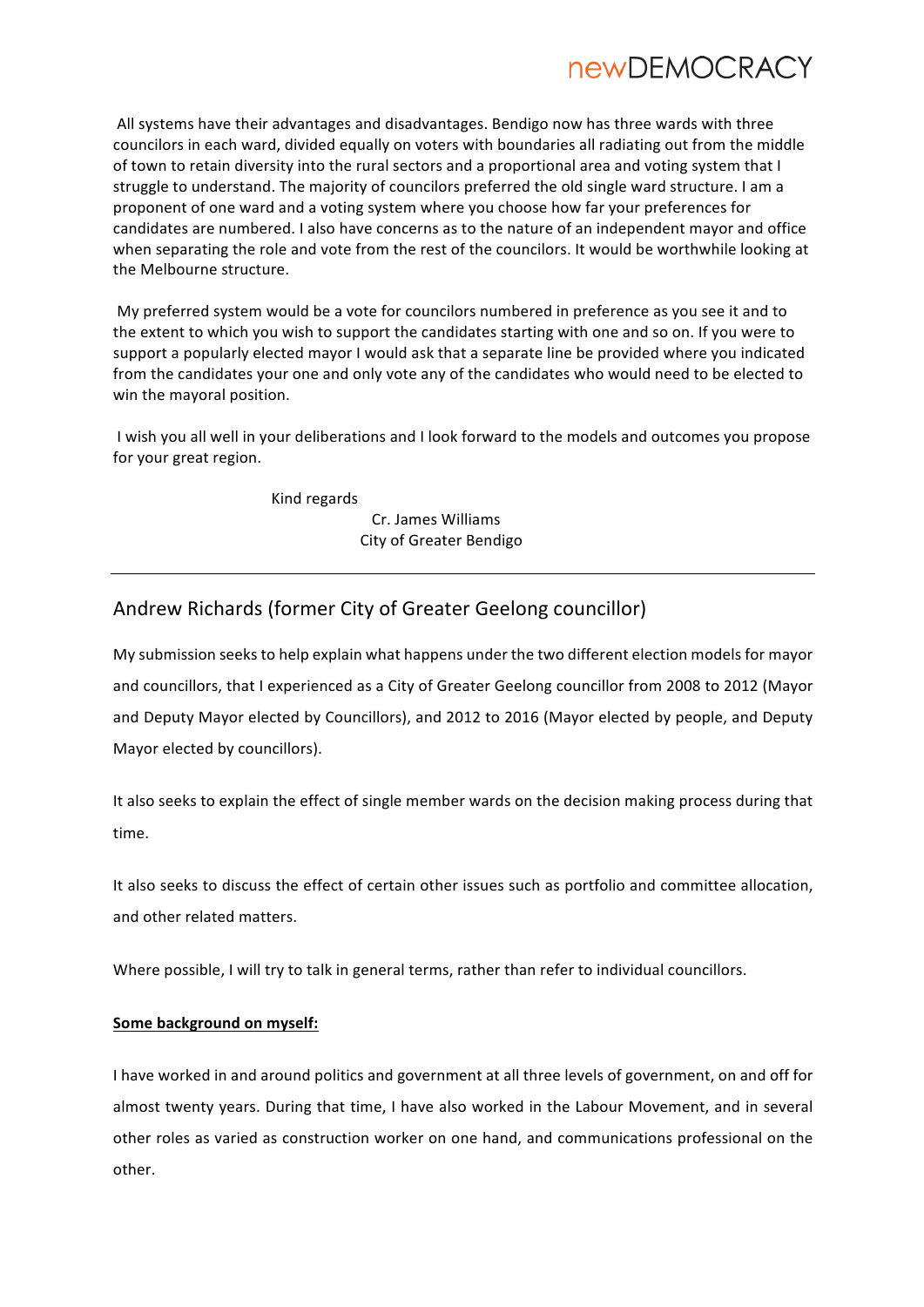All systems have their advantages and disadvantages. Bendigo now has three wards with three councilors in each ward, divided equally on voters with boundaries all radiating out from the middle of town to retain diversity into the rural sectors and a proportional area and voting system that I struggle to understand. The majority of councilors preferred the old single ward structure. I am a proponent of one ward and a voting system where you choose how far your preferences for candidates are numbered. I also have concerns as to the nature of an independent mayor and office when separating the role and vote from the rest of the councilors. It would be worthwhile looking at the Melbourne structure.

My preferred system would be a vote for councilors numbered in preference as you see it and to the extent to which you wish to support the candidates starting with one and so on. If you were to support a popularly elected mayor I would ask that a separate line be provided where you indicated from the candidates your one and only vote any of the candidates who would need to be elected to win the mayoral position.

I wish you all well in your deliberations and I look forward to the models and outcomes you propose for your great region.

Kind regards

Cr. James Williams
City of Greater Bendigo

---

## Andrew Richards (former City of Greater Geelong councillor)

My submission seeks to help explain what happens under the two different election models for mayor and councillors, that I experienced as a City of Greater Geelong councillor from 2008 to 2012 (Mayor and Deputy Mayor elected by Councillors), and 2012 to 2016 (Mayor elected by people, and Deputy Mayor elected by councillors).

It also seeks to explain the effect of single member wards on the decision making process during that time.

It also seeks to discuss the effect of certain other issues such as portfolio and committee allocation, and other related matters.

Where possible, I will try to talk in general terms, rather than refer to individual councillors.

**Some background on myself:**

I have worked in and around politics and government at all three levels of government, on and off for almost twenty years. During that time, I have also worked in the Labour Movement, and in several other roles as varied as construction worker on one hand, and communications professional on the other.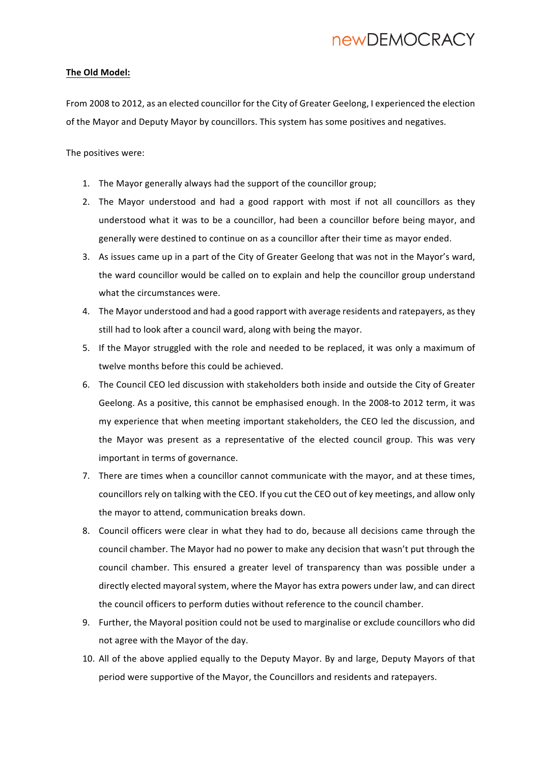**The Old Model:**

From 2008 to 2012, as an elected councillor for the City of Greater Geelong, I experienced the election of the Mayor and Deputy Mayor by councillors. This system has some positives and negatives.

The positives were:

1. The Mayor generally always had the support of the councillor group;
2. The Mayor understood and had a good rapport with most if not all councillors as they understood what it was to be a councillor, had been a councillor before being mayor, and generally were destined to continue on as a councillor after their time as mayor ended.
3. As issues came up in a part of the City of Greater Geelong that was not in the Mayor's ward, the ward councillor would be called on to explain and help the councillor group understand what the circumstances were.
4. The Mayor understood and had a good rapport with average residents and ratepayers, as they still had to look after a council ward, along with being the mayor.
5. If the Mayor struggled with the role and needed to be replaced, it was only a maximum of twelve months before this could be achieved.
6. The Council CEO led discussion with stakeholders both inside and outside the City of Greater Geelong. As a positive, this cannot be emphasised enough. In the 2008-to 2012 term, it was my experience that when meeting important stakeholders, the CEO led the discussion, and the Mayor was present as a representative of the elected council group. This was very important in terms of governance.
7. There are times when a councillor cannot communicate with the mayor, and at these times, councillors rely on talking with the CEO. If you cut the CEO out of key meetings, and allow only the mayor to attend, communication breaks down.
8. Council officers were clear in what they had to do, because all decisions came through the council chamber. The Mayor had no power to make any decision that wasn't put through the council chamber. This ensured a greater level of transparency than was possible under a directly elected mayoral system, where the Mayor has extra powers under law, and can direct the council officers to perform duties without reference to the council chamber.
9. Further, the Mayoral position could not be used to marginalise or exclude councillors who did not agree with the Mayor of the day.
10. All of the above applied equally to the Deputy Mayor. By and large, Deputy Mayors of that period were supportive of the Mayor, the Councillors and residents and ratepayers.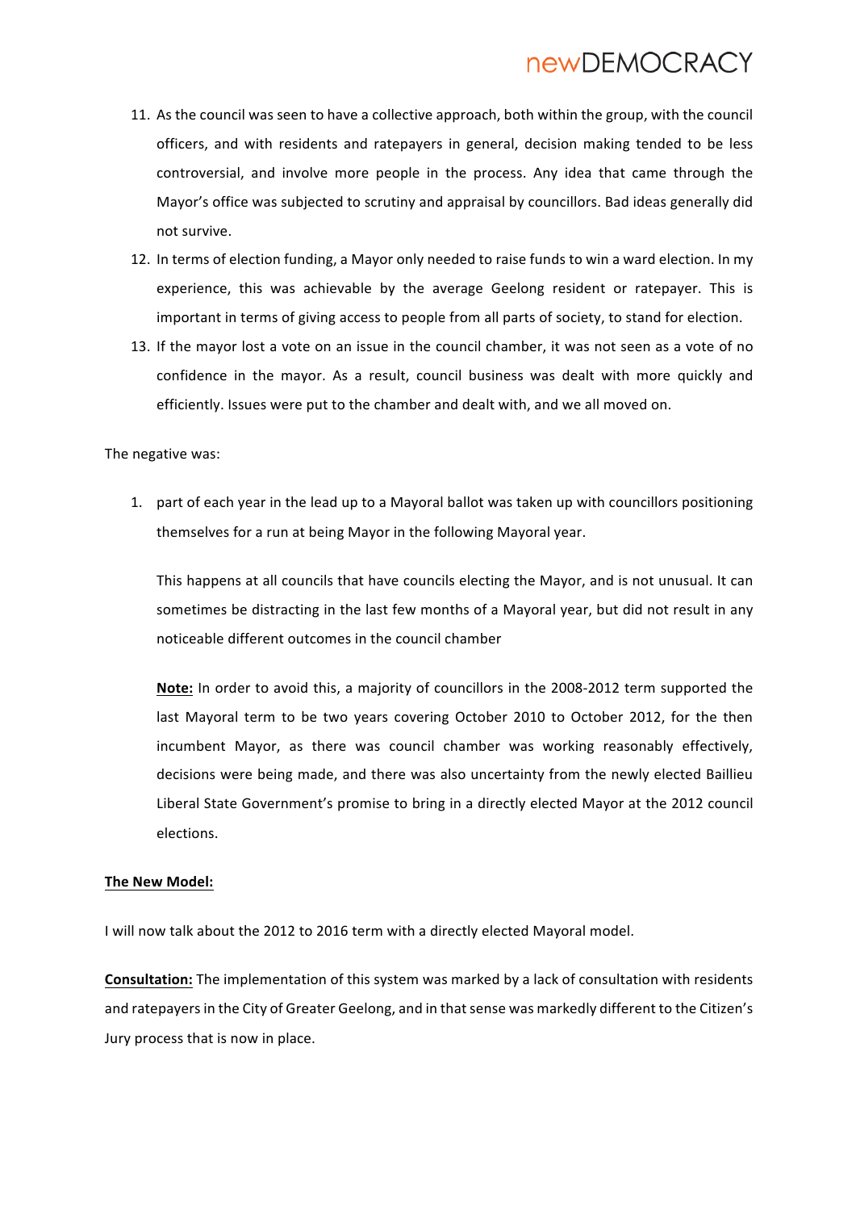11. As the council was seen to have a collective approach, both within the group, with the council officers, and with residents and ratepayers in general, decision making tended to be less controversial, and involve more people in the process. Any idea that came through the Mayor's office was subjected to scrutiny and appraisal by councillors. Bad ideas generally did not survive.
12. In terms of election funding, a Mayor only needed to raise funds to win a ward election. In my experience, this was achievable by the average Geelong resident or ratepayer. This is important in terms of giving access to people from all parts of society, to stand for election.
13. If the mayor lost a vote on an issue in the council chamber, it was not seen as a vote of no confidence in the mayor. As a result, council business was dealt with more quickly and efficiently. Issues were put to the chamber and dealt with, and we all moved on.

The negative was:

1. part of each year in the lead up to a Mayoral ballot was taken up with councillors positioning themselves for a run at being Mayor in the following Mayoral year.

   This happens at all councils that have councils electing the Mayor, and is not unusual. It can sometimes be distracting in the last few months of a Mayoral year, but did not result in any noticeable different outcomes in the council chamber

   <u>**Note:**</u> In order to avoid this, a majority of councillors in the 2008-2012 term supported the last Mayoral term to be two years covering October 2010 to October 2012, for the then incumbent Mayor, as there was council chamber was working reasonably effectively, decisions were being made, and there was also uncertainty from the newly elected Baillieu Liberal State Government's promise to bring in a directly elected Mayor at the 2012 council elections.

<u>**The New Model:**</u>

I will now talk about the 2012 to 2016 term with a directly elected Mayoral model.

<u>**Consultation:**</u> The implementation of this system was marked by a lack of consultation with residents and ratepayers in the City of Greater Geelong, and in that sense was markedly different to the Citizen's Jury process that is now in place.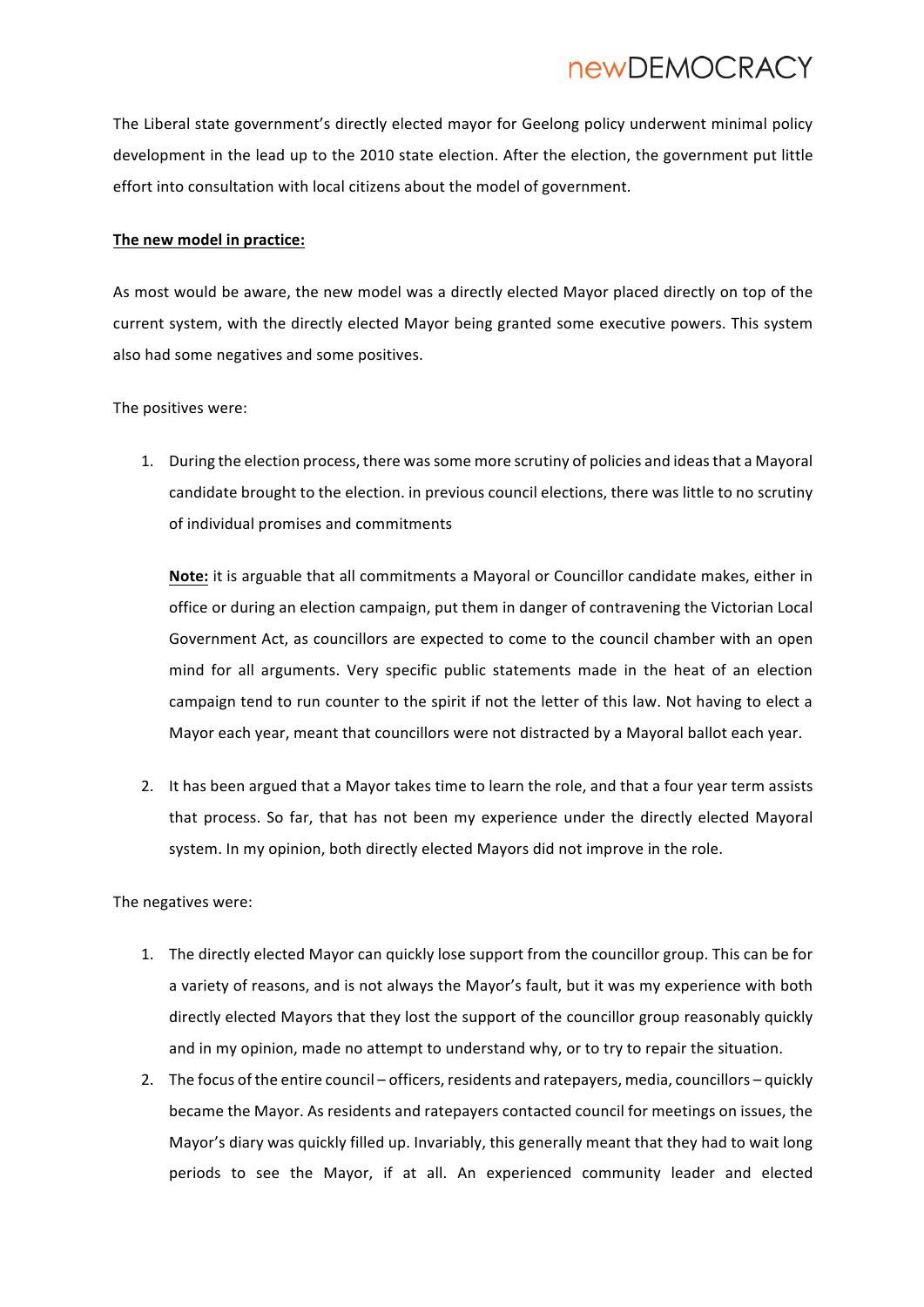The Liberal state government's directly elected mayor for Geelong policy underwent minimal policy development in the lead up to the 2010 state election. After the election, the government put little effort into consultation with local citizens about the model of government.

**The new model in practice:**

As most would be aware, the new model was a directly elected Mayor placed directly on top of the current system, with the directly elected Mayor being granted some executive powers. This system also had some negatives and some positives.

The positives were:

1. During the election process, there was some more scrutiny of policies and ideas that a Mayoral candidate brought to the election. in previous council elections, there was little to no scrutiny of individual promises and commitments

   **Note:** it is arguable that all commitments a Mayoral or Councillor candidate makes, either in office or during an election campaign, put them in danger of contravening the Victorian Local Government Act, as councillors are expected to come to the council chamber with an open mind for all arguments. Very specific public statements made in the heat of an election campaign tend to run counter to the spirit if not the letter of this law. Not having to elect a Mayor each year, meant that councillors were not distracted by a Mayoral ballot each year.

2. It has been argued that a Mayor takes time to learn the role, and that a four year term assists that process. So far, that has not been my experience under the directly elected Mayoral system. In my opinion, both directly elected Mayors did not improve in the role.

The negatives were:

1. The directly elected Mayor can quickly lose support from the councillor group. This can be for a variety of reasons, and is not always the Mayor's fault, but it was my experience with both directly elected Mayors that they lost the support of the councillor group reasonably quickly and in my opinion, made no attempt to understand why, or to try to repair the situation.
2. The focus of the entire council – officers, residents and ratepayers, media, councillors – quickly became the Mayor. As residents and ratepayers contacted council for meetings on issues, the Mayor's diary was quickly filled up. Invariably, this generally meant that they had to wait long periods to see the Mayor, if at all. An experienced community leader and elected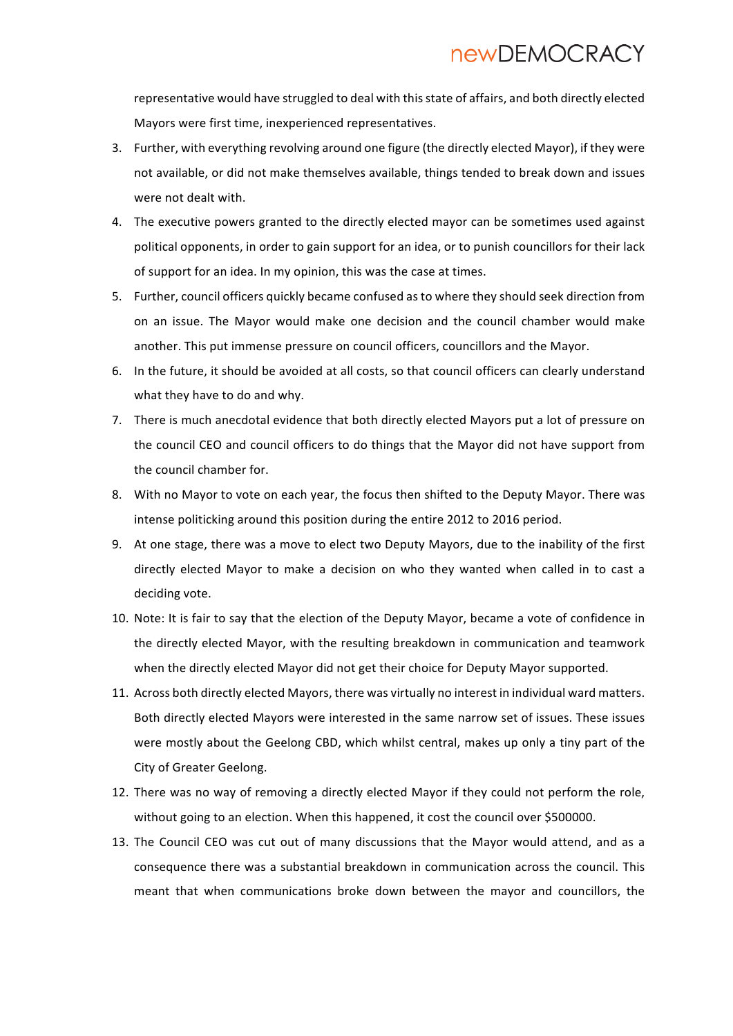representative would have struggled to deal with this state of affairs, and both directly elected Mayors were first time, inexperienced representatives.

3. Further, with everything revolving around one figure (the directly elected Mayor), if they were not available, or did not make themselves available, things tended to break down and issues were not dealt with.
4. The executive powers granted to the directly elected mayor can be sometimes used against political opponents, in order to gain support for an idea, or to punish councillors for their lack of support for an idea. In my opinion, this was the case at times.
5. Further, council officers quickly became confused as to where they should seek direction from on an issue. The Mayor would make one decision and the council chamber would make another. This put immense pressure on council officers, councillors and the Mayor.
6. In the future, it should be avoided at all costs, so that council officers can clearly understand what they have to do and why.
7. There is much anecdotal evidence that both directly elected Mayors put a lot of pressure on the council CEO and council officers to do things that the Mayor did not have support from the council chamber for.
8. With no Mayor to vote on each year, the focus then shifted to the Deputy Mayor. There was intense politicking around this position during the entire 2012 to 2016 period.
9. At one stage, there was a move to elect two Deputy Mayors, due to the inability of the first directly elected Mayor to make a decision on who they wanted when called in to cast a deciding vote.
10. Note: It is fair to say that the election of the Deputy Mayor, became a vote of confidence in the directly elected Mayor, with the resulting breakdown in communication and teamwork when the directly elected Mayor did not get their choice for Deputy Mayor supported.
11. Across both directly elected Mayors, there was virtually no interest in individual ward matters. Both directly elected Mayors were interested in the same narrow set of issues. These issues were mostly about the Geelong CBD, which whilst central, makes up only a tiny part of the City of Greater Geelong.
12. There was no way of removing a directly elected Mayor if they could not perform the role, without going to an election. When this happened, it cost the council over $500000.
13. The Council CEO was cut out of many discussions that the Mayor would attend, and as a consequence there was a substantial breakdown in communication across the council. This meant that when communications broke down between the mayor and councillors, the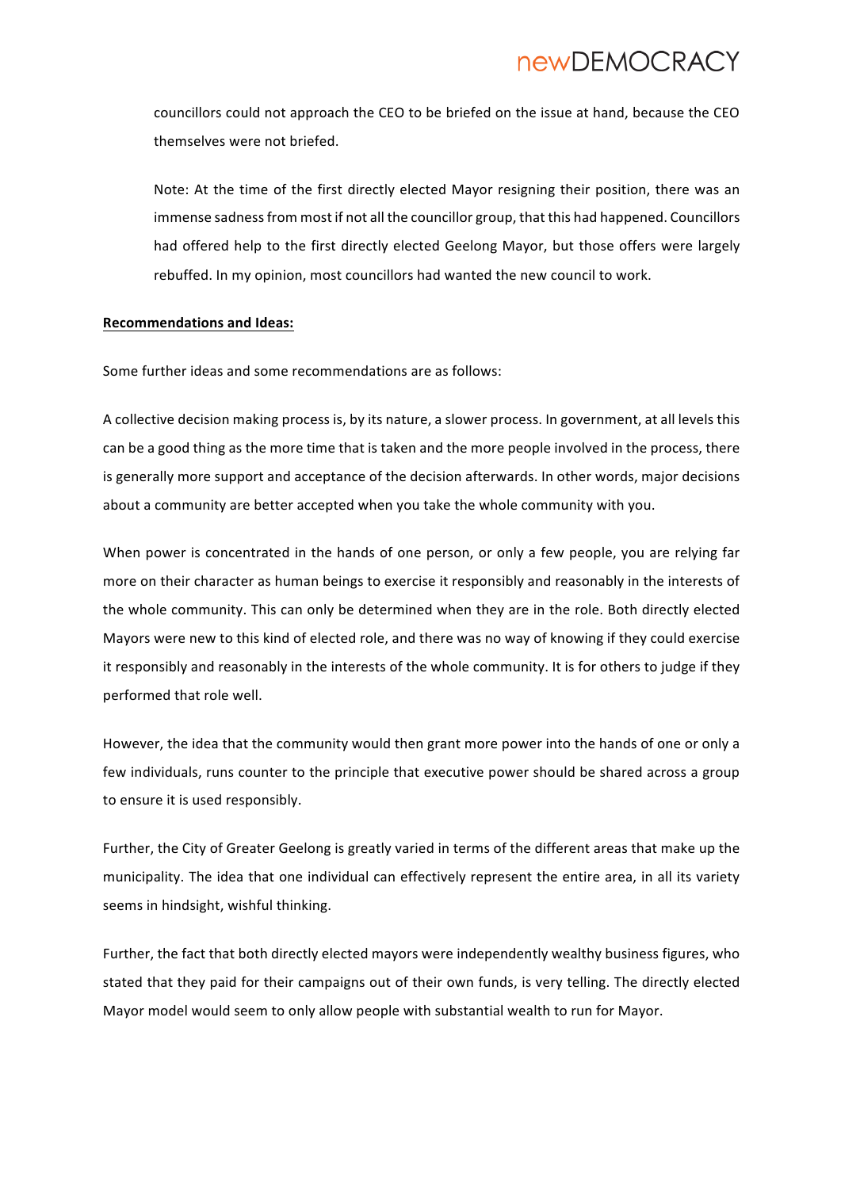councillors could not approach the CEO to be briefed on the issue at hand, because the CEO themselves were not briefed.

Note: At the time of the first directly elected Mayor resigning their position, there was an immense sadness from most if not all the councillor group, that this had happened. Councillors had offered help to the first directly elected Geelong Mayor, but those offers were largely rebuffed. In my opinion, most councillors had wanted the new council to work.

**Recommendations and Ideas:**

Some further ideas and some recommendations are as follows:

A collective decision making process is, by its nature, a slower process. In government, at all levels this can be a good thing as the more time that is taken and the more people involved in the process, there is generally more support and acceptance of the decision afterwards. In other words, major decisions about a community are better accepted when you take the whole community with you.

When power is concentrated in the hands of one person, or only a few people, you are relying far more on their character as human beings to exercise it responsibly and reasonably in the interests of the whole community. This can only be determined when they are in the role. Both directly elected Mayors were new to this kind of elected role, and there was no way of knowing if they could exercise it responsibly and reasonably in the interests of the whole community. It is for others to judge if they performed that role well.

However, the idea that the community would then grant more power into the hands of one or only a few individuals, runs counter to the principle that executive power should be shared across a group to ensure it is used responsibly.

Further, the City of Greater Geelong is greatly varied in terms of the different areas that make up the municipality. The idea that one individual can effectively represent the entire area, in all its variety seems in hindsight, wishful thinking.

Further, the fact that both directly elected mayors were independently wealthy business figures, who stated that they paid for their campaigns out of their own funds, is very telling. The directly elected Mayor model would seem to only allow people with substantial wealth to run for Mayor.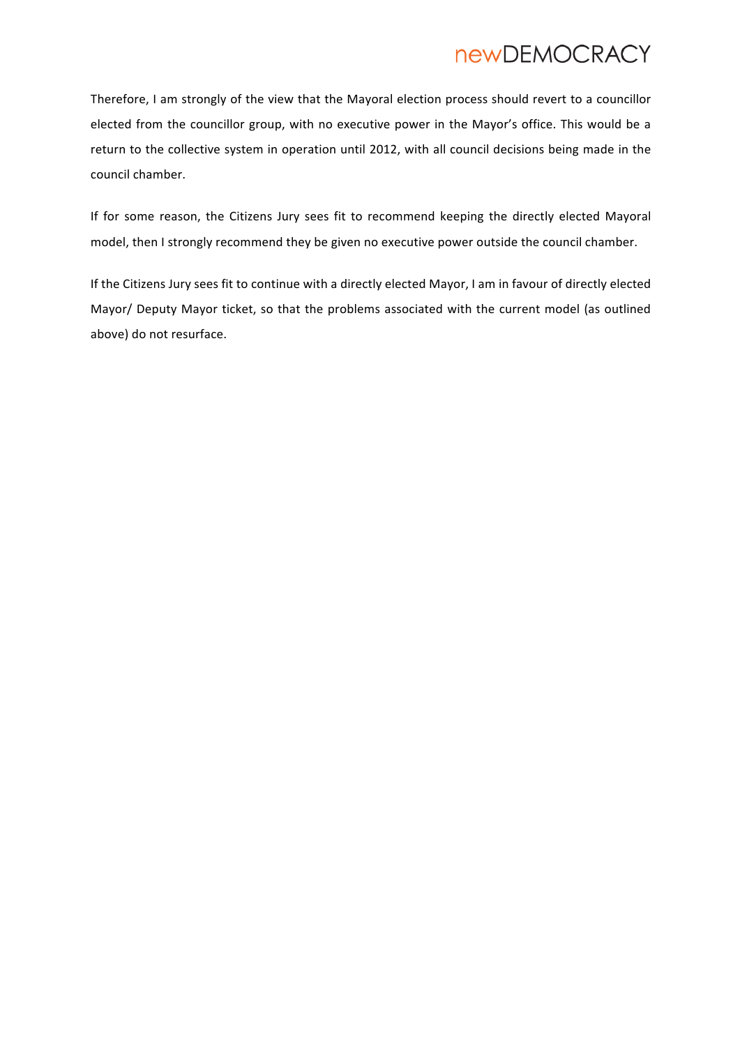Therefore, I am strongly of the view that the Mayoral election process should revert to a councillor elected from the councillor group, with no executive power in the Mayor's office. This would be a return to the collective system in operation until 2012, with all council decisions being made in the council chamber.

If for some reason, the Citizens Jury sees fit to recommend keeping the directly elected Mayoral model, then I strongly recommend they be given no executive power outside the council chamber.

If the Citizens Jury sees fit to continue with a directly elected Mayor, I am in favour of directly elected Mayor/ Deputy Mayor ticket, so that the problems associated with the current model (as outlined above) do not resurface.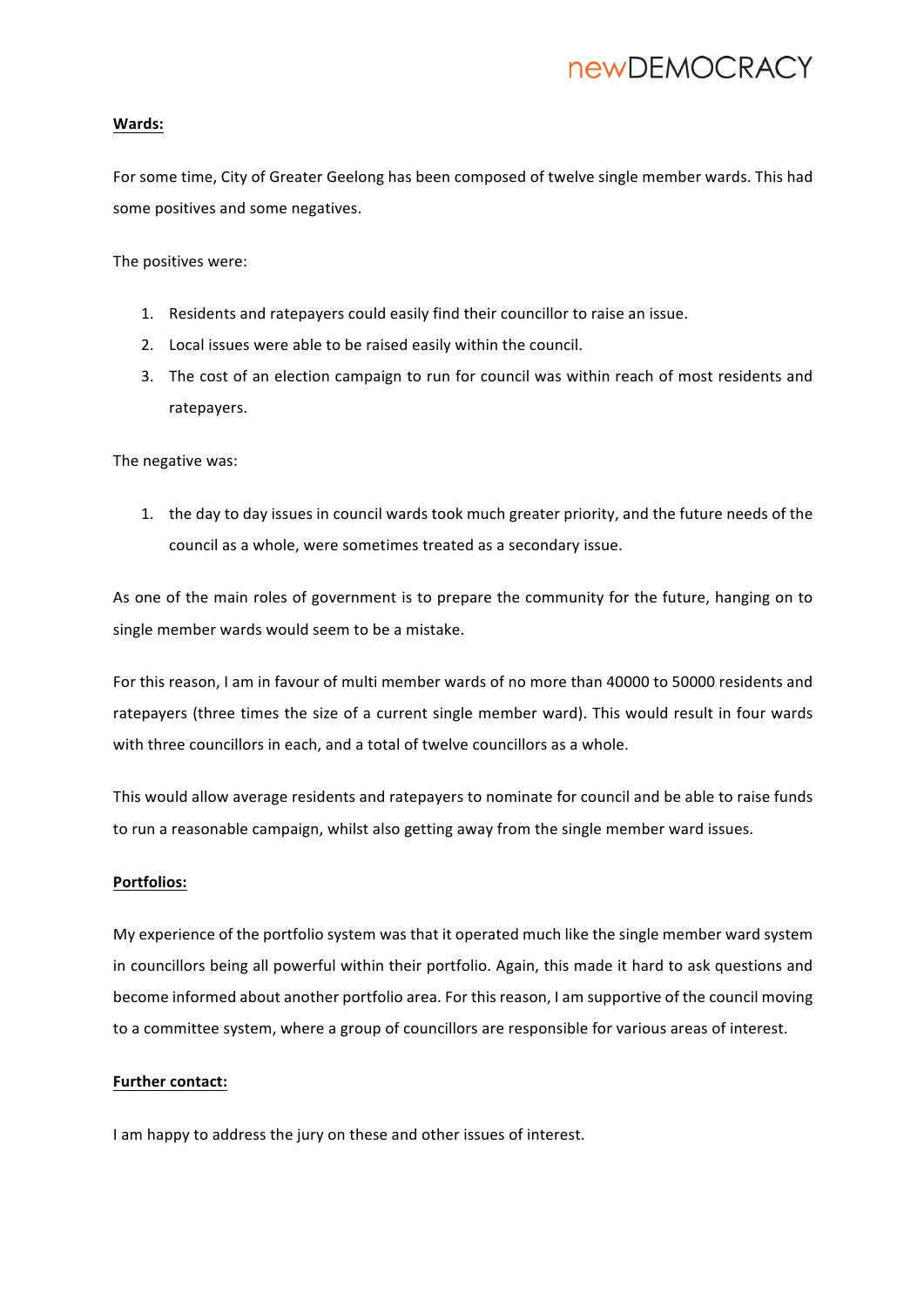**Wards:**

For some time, City of Greater Geelong has been composed of twelve single member wards. This had some positives and some negatives.

The positives were:

1. Residents and ratepayers could easily find their councillor to raise an issue.
2. Local issues were able to be raised easily within the council.
3. The cost of an election campaign to run for council was within reach of most residents and ratepayers.

The negative was:

1. the day to day issues in council wards took much greater priority, and the future needs of the council as a whole, were sometimes treated as a secondary issue.

As one of the main roles of government is to prepare the community for the future, hanging on to single member wards would seem to be a mistake.

For this reason, I am in favour of multi member wards of no more than 40000 to 50000 residents and ratepayers (three times the size of a current single member ward). This would result in four wards with three councillors in each, and a total of twelve councillors as a whole.

This would allow average residents and ratepayers to nominate for council and be able to raise funds to run a reasonable campaign, whilst also getting away from the single member ward issues.

**Portfolios:**

My experience of the portfolio system was that it operated much like the single member ward system in councillors being all powerful within their portfolio. Again, this made it hard to ask questions and become informed about another portfolio area. For this reason, I am supportive of the council moving to a committee system, where a group of councillors are responsible for various areas of interest.

**Further contact:**

I am happy to address the jury on these and other issues of interest.